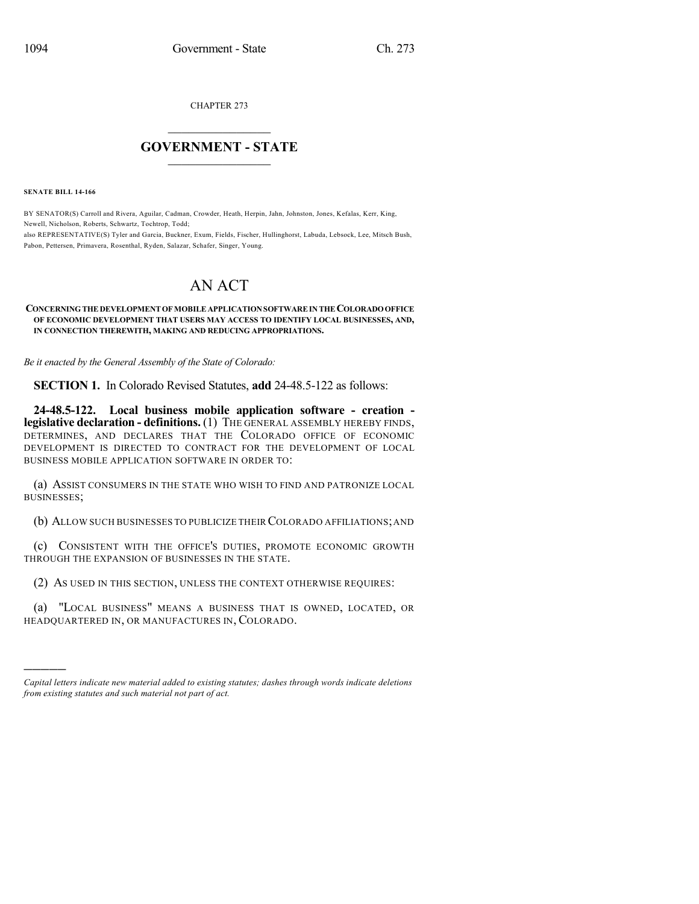CHAPTER 273

# GOVERNMENT - STATE

**SENATE BILL 14-166**

BY SENATOR(S) Carroll and Rivera, Aguilar, Cadman, Crowder, Heath, Herpin, Jahn, Johnston, Jones, Kefalas, Kerr, King, Newell, Nicholson, Roberts, Schwartz, Tochtrop, Todd;
also REPRESENTATIVE(S) Tyler and Garcia, Buckner, Exum, Fields, Fischer, Hullinghorst, Labuda, Lebsock, Lee, Mitsch Bush, Pabon, Pettersen, Primavera, Rosenthal, Ryden, Salazar, Schafer, Singer, Young.

# AN ACT

**CONCERNING THE DEVELOPMENT OF MOBILE APPLICATION SOFTWARE IN THE COLORADO OFFICE OF ECONOMIC DEVELOPMENT THAT USERS MAY ACCESS TO IDENTIFY LOCAL BUSINESSES, AND, IN CONNECTION THEREWITH, MAKING AND REDUCING APPROPRIATIONS.**

*Be it enacted by the General Assembly of the State of Colorado:*

**SECTION 1.** In Colorado Revised Statutes, **add** 24-48.5-122 as follows:

**24-48.5-122. Local business mobile application software - creation - legislative declaration - definitions.** (1) THE GENERAL ASSEMBLY HEREBY FINDS, DETERMINES, AND DECLARES THAT THE COLORADO OFFICE OF ECONOMIC DEVELOPMENT IS DIRECTED TO CONTRACT FOR THE DEVELOPMENT OF LOCAL BUSINESS MOBILE APPLICATION SOFTWARE IN ORDER TO:

(a) ASSIST CONSUMERS IN THE STATE WHO WISH TO FIND AND PATRONIZE LOCAL BUSINESSES;

(b) ALLOW SUCH BUSINESSES TO PUBLICIZE THEIR COLORADO AFFILIATIONS; AND

(c) CONSISTENT WITH THE OFFICE'S DUTIES, PROMOTE ECONOMIC GROWTH THROUGH THE EXPANSION OF BUSINESSES IN THE STATE.

(2) AS USED IN THIS SECTION, UNLESS THE CONTEXT OTHERWISE REQUIRES:

(a) "LOCAL BUSINESS" MEANS A BUSINESS THAT IS OWNED, LOCATED, OR HEADQUARTERED IN, OR MANUFACTURES IN, COLORADO.

---

*Capital letters indicate new material added to existing statutes; dashes through words indicate deletions from existing statutes and such material not part of act.*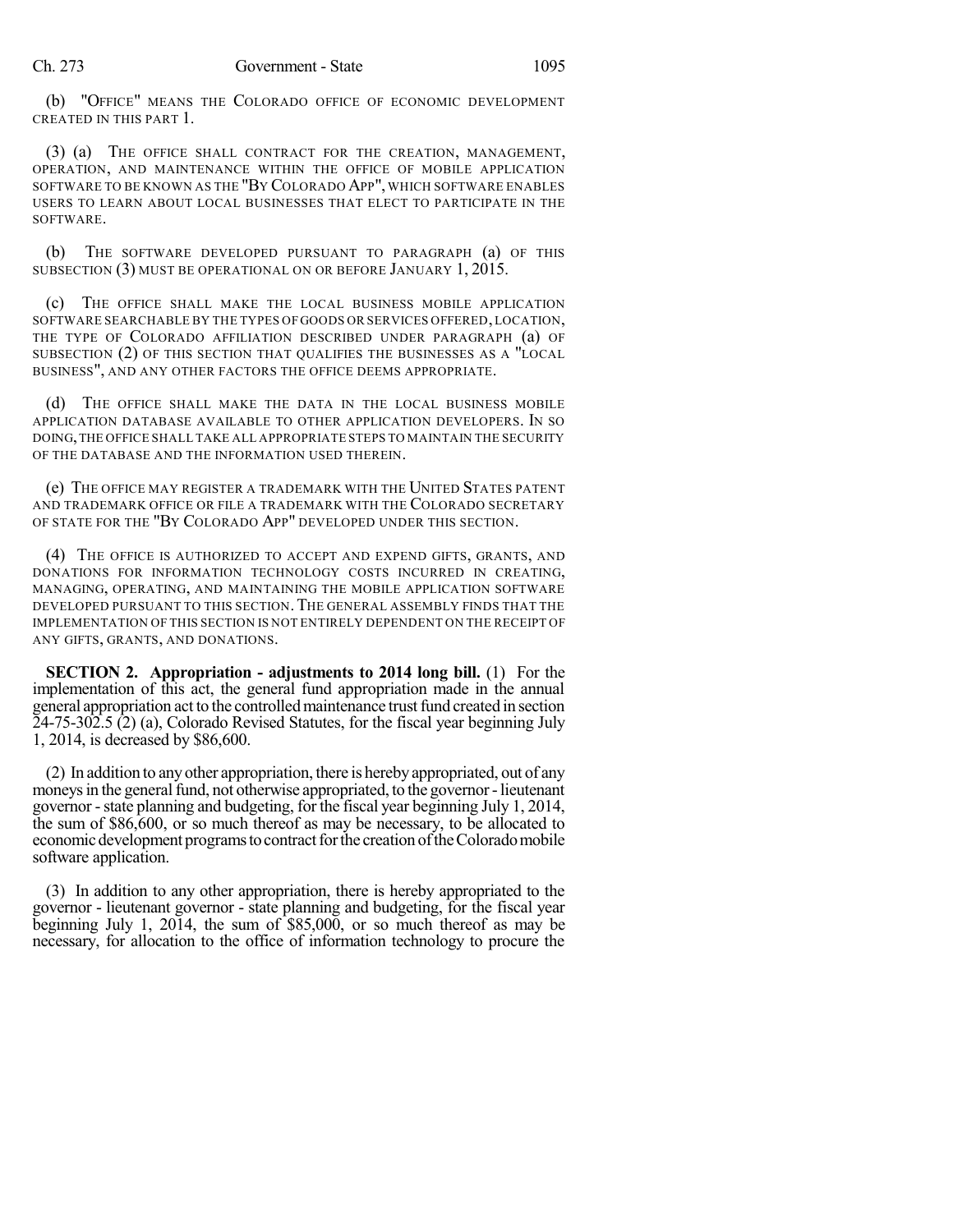(b) "OFFICE" MEANS THE COLORADO OFFICE OF ECONOMIC DEVELOPMENT CREATED IN THIS PART 1.

(3) (a) THE OFFICE SHALL CONTRACT FOR THE CREATION, MANAGEMENT, OPERATION, AND MAINTENANCE WITHIN THE OFFICE OF MOBILE APPLICATION SOFTWARE TO BE KNOWN AS THE "BY COLORADO APP", WHICH SOFTWARE ENABLES USERS TO LEARN ABOUT LOCAL BUSINESSES THAT ELECT TO PARTICIPATE IN THE SOFTWARE.

(b) THE SOFTWARE DEVELOPED PURSUANT TO PARAGRAPH (a) OF THIS SUBSECTION (3) MUST BE OPERATIONAL ON OR BEFORE JANUARY 1, 2015.

(c) THE OFFICE SHALL MAKE THE LOCAL BUSINESS MOBILE APPLICATION SOFTWARE SEARCHABLE BY THE TYPES OF GOODS OR SERVICES OFFERED, LOCATION, THE TYPE OF COLORADO AFFILIATION DESCRIBED UNDER PARAGRAPH (a) OF SUBSECTION (2) OF THIS SECTION THAT QUALIFIES THE BUSINESSES AS A "LOCAL BUSINESS", AND ANY OTHER FACTORS THE OFFICE DEEMS APPROPRIATE.

(d) THE OFFICE SHALL MAKE THE DATA IN THE LOCAL BUSINESS MOBILE APPLICATION DATABASE AVAILABLE TO OTHER APPLICATION DEVELOPERS. IN SO DOING, THE OFFICE SHALL TAKE ALL APPROPRIATE STEPS TO MAINTAIN THE SECURITY OF THE DATABASE AND THE INFORMATION USED THEREIN.

(e) THE OFFICE MAY REGISTER A TRADEMARK WITH THE UNITED STATES PATENT AND TRADEMARK OFFICE OR FILE A TRADEMARK WITH THE COLORADO SECRETARY OF STATE FOR THE "BY COLORADO APP" DEVELOPED UNDER THIS SECTION.

(4) THE OFFICE IS AUTHORIZED TO ACCEPT AND EXPEND GIFTS, GRANTS, AND DONATIONS FOR INFORMATION TECHNOLOGY COSTS INCURRED IN CREATING, MANAGING, OPERATING, AND MAINTAINING THE MOBILE APPLICATION SOFTWARE DEVELOPED PURSUANT TO THIS SECTION. THE GENERAL ASSEMBLY FINDS THAT THE IMPLEMENTATION OF THIS SECTION IS NOT ENTIRELY DEPENDENT ON THE RECEIPT OF ANY GIFTS, GRANTS, AND DONATIONS.

**SECTION 2. Appropriation - adjustments to 2014 long bill.** (1) For the implementation of this act, the general fund appropriation made in the annual general appropriation act to the controlled maintenance trust fund created in section 24-75-302.5 (2) (a), Colorado Revised Statutes, for the fiscal year beginning July 1, 2014, is decreased by $86,600.

(2) In addition to any other appropriation, there is hereby appropriated, out of any moneys in the general fund, not otherwise appropriated, to the governor - lieutenant governor - state planning and budgeting, for the fiscal year beginning July 1, 2014, the sum of $86,600, or so much thereof as may be necessary, to be allocated to economic development programs to contract for the creation of the Colorado mobile software application.

(3) In addition to any other appropriation, there is hereby appropriated to the governor - lieutenant governor - state planning and budgeting, for the fiscal year beginning July 1, 2014, the sum of $85,000, or so much thereof as may be necessary, for allocation to the office of information technology to procure the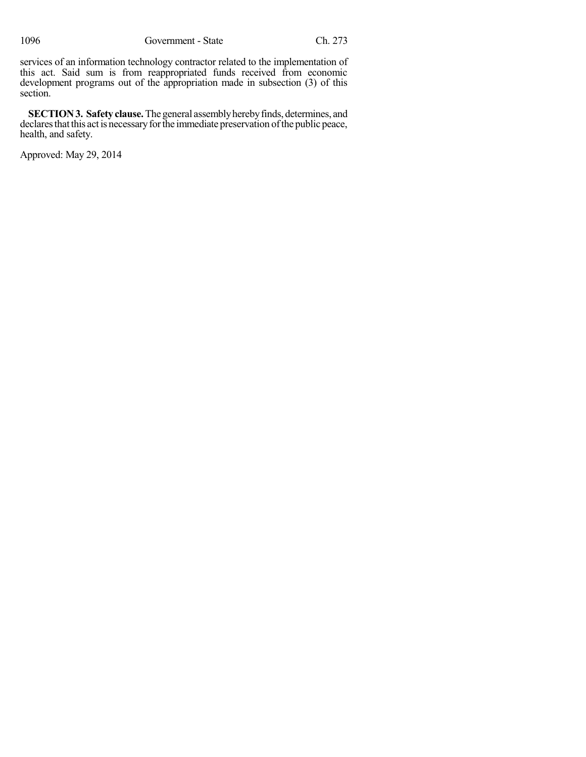services of an information technology contractor related to the implementation of this act. Said sum is from reappropriated funds received from economic development programs out of the appropriation made in subsection (3) of this section.

**SECTION 3. Safety clause.** The general assembly hereby finds, determines, and declares that this act is necessary for the immediate preservation of the public peace, health, and safety.

Approved: May 29, 2014